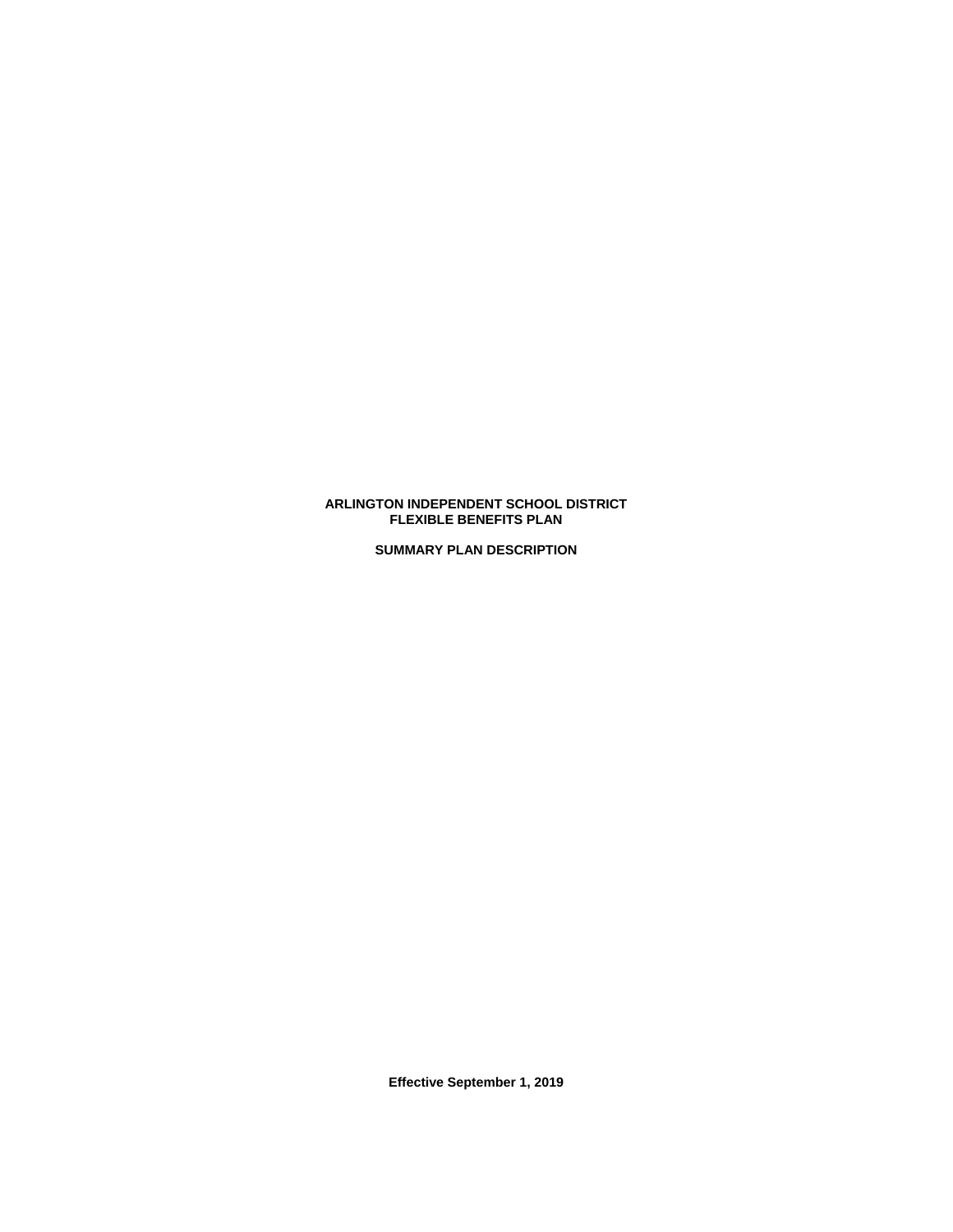# ARLINGTON INDEPENDENT SCHOOL DISTRICT
# FLEXIBLE BENEFITS PLAN

## SUMMARY PLAN DESCRIPTION

**Effective September 1, 2019**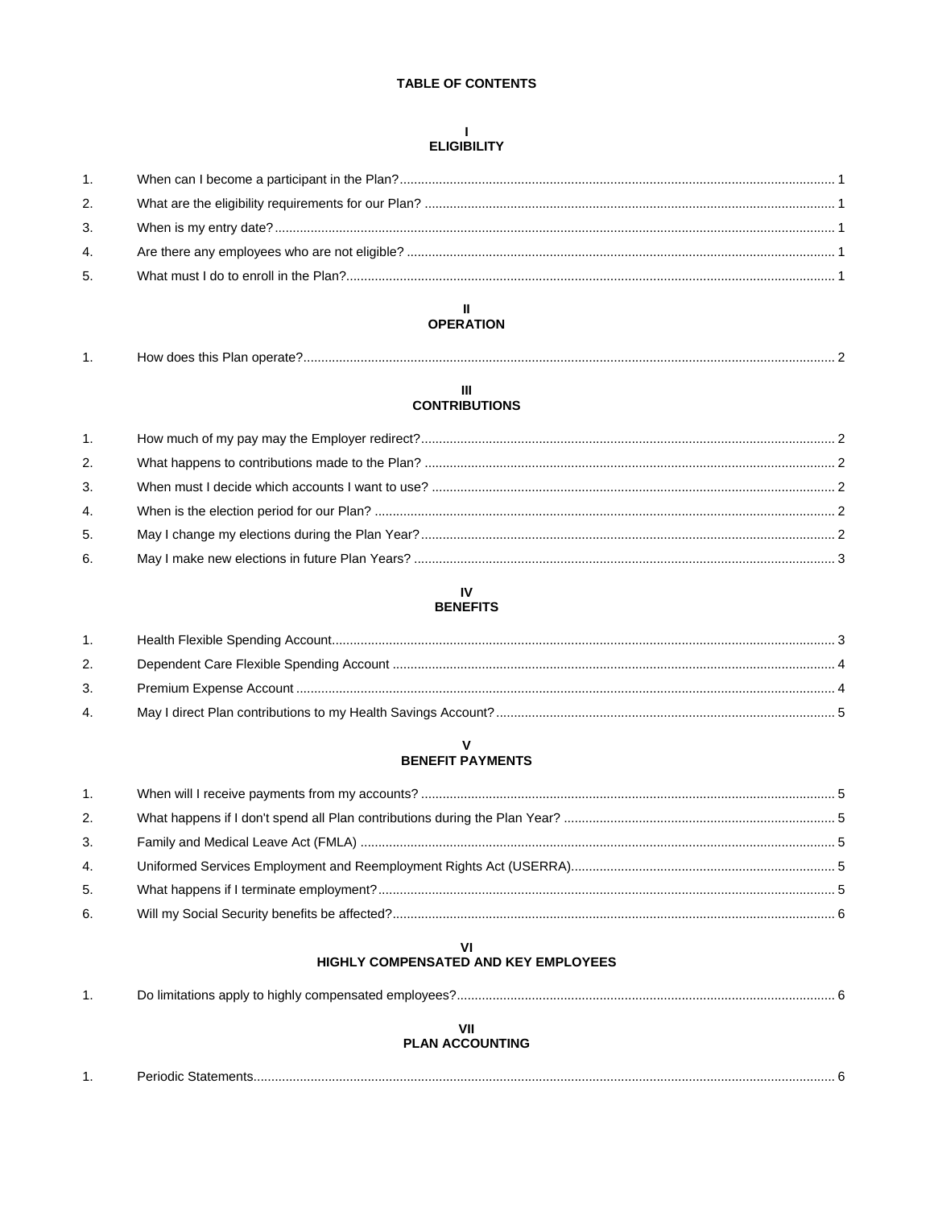# TABLE OF CONTENTS

## I
## ELIGIBILITY

1. When can I become a participant in the Plan? ..... 1
2. What are the eligibility requirements for our Plan? ..... 1
3. When is my entry date? ..... 1
4. Are there any employees who are not eligible? ..... 1
5. What must I do to enroll in the Plan? ..... 1

## II
## OPERATION

1. How does this Plan operate? ..... 2

## III
## CONTRIBUTIONS

1. How much of my pay may the Employer redirect? ..... 2
2. What happens to contributions made to the Plan? ..... 2
3. When must I decide which accounts I want to use? ..... 2
4. When is the election period for our Plan? ..... 2
5. May I change my elections during the Plan Year? ..... 2
6. May I make new elections in future Plan Years? ..... 3

## IV
## BENEFITS

1. Health Flexible Spending Account ..... 3
2. Dependent Care Flexible Spending Account ..... 4
3. Premium Expense Account ..... 4
4. May I direct Plan contributions to my Health Savings Account? ..... 5

## V
## BENEFIT PAYMENTS

1. When will I receive payments from my accounts? ..... 5
2. What happens if I don't spend all Plan contributions during the Plan Year? ..... 5
3. Family and Medical Leave Act (FMLA) ..... 5
4. Uniformed Services Employment and Reemployment Rights Act (USERRA) ..... 5
5. What happens if I terminate employment? ..... 5
6. Will my Social Security benefits be affected? ..... 6

## VI
## HIGHLY COMPENSATED AND KEY EMPLOYEES

1. Do limitations apply to highly compensated employees? ..... 6

## VII
## PLAN ACCOUNTING

1. Periodic Statements ..... 6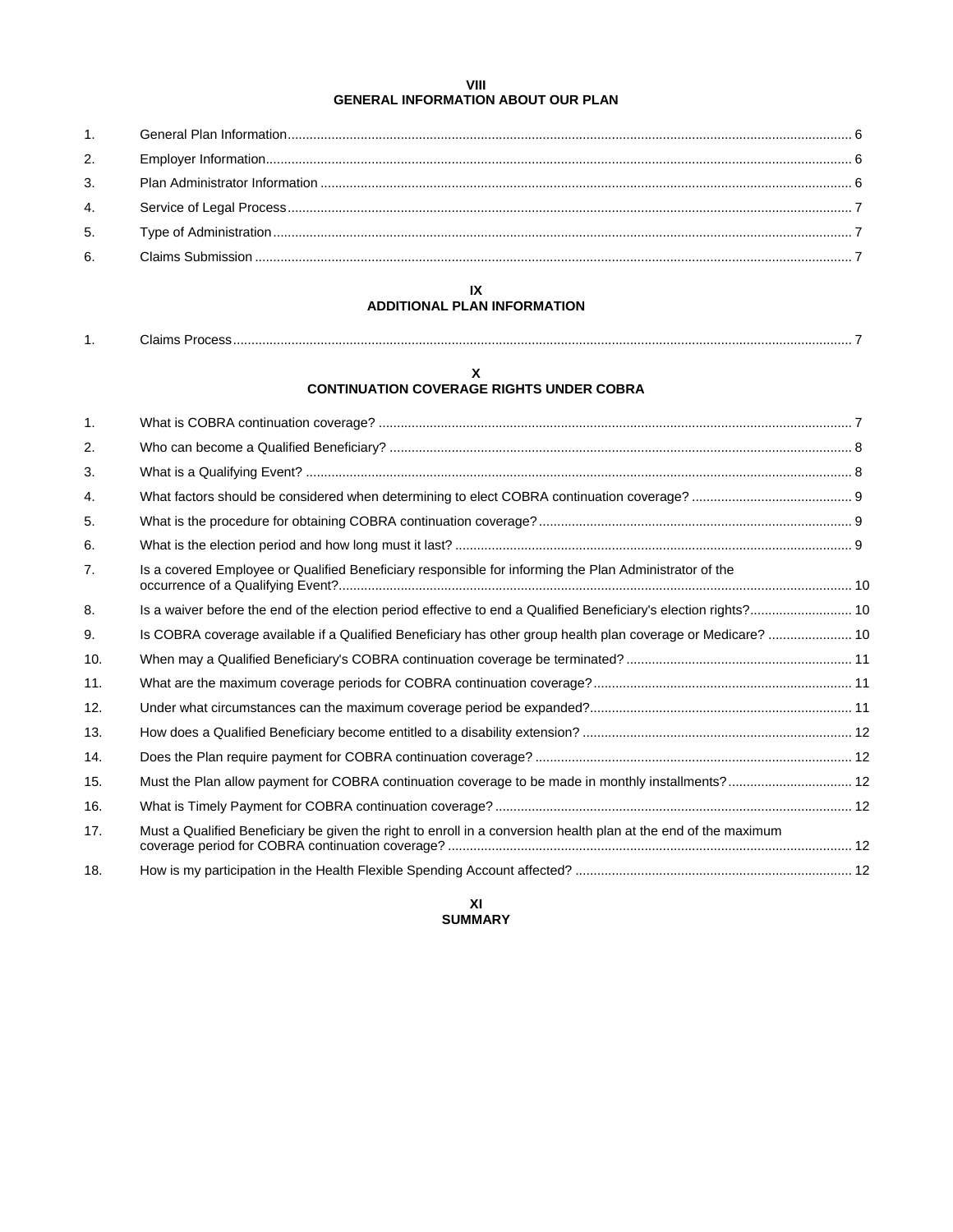## VIII
## GENERAL INFORMATION ABOUT OUR PLAN

1. General Plan Information .......... 6
2. Employer Information .......... 6
3. Plan Administrator Information .......... 6
4. Service of Legal Process .......... 7
5. Type of Administration .......... 7
6. Claims Submission .......... 7

## IX
## ADDITIONAL PLAN INFORMATION

1. Claims Process .......... 7

## X
## CONTINUATION COVERAGE RIGHTS UNDER COBRA

1. What is COBRA continuation coverage? .......... 7
2. Who can become a Qualified Beneficiary? .......... 8
3. What is a Qualifying Event? .......... 8
4. What factors should be considered when determining to elect COBRA continuation coverage? .......... 9
5. What is the procedure for obtaining COBRA continuation coverage? .......... 9
6. What is the election period and how long must it last? .......... 9
7. Is a covered Employee or Qualified Beneficiary responsible for informing the Plan Administrator of the occurrence of a Qualifying Event? .......... 10
8. Is a waiver before the end of the election period effective to end a Qualified Beneficiary's election rights? .......... 10
9. Is COBRA coverage available if a Qualified Beneficiary has other group health plan coverage or Medicare? .......... 10
10. When may a Qualified Beneficiary's COBRA continuation coverage be terminated? .......... 11
11. What are the maximum coverage periods for COBRA continuation coverage? .......... 11
12. Under what circumstances can the maximum coverage period be expanded? .......... 11
13. How does a Qualified Beneficiary become entitled to a disability extension? .......... 12
14. Does the Plan require payment for COBRA continuation coverage? .......... 12
15. Must the Plan allow payment for COBRA continuation coverage to be made in monthly installments? .......... 12
16. What is Timely Payment for COBRA continuation coverage? .......... 12
17. Must a Qualified Beneficiary be given the right to enroll in a conversion health plan at the end of the maximum coverage period for COBRA continuation coverage? .......... 12
18. How is my participation in the Health Flexible Spending Account affected? .......... 12

## XI
## SUMMARY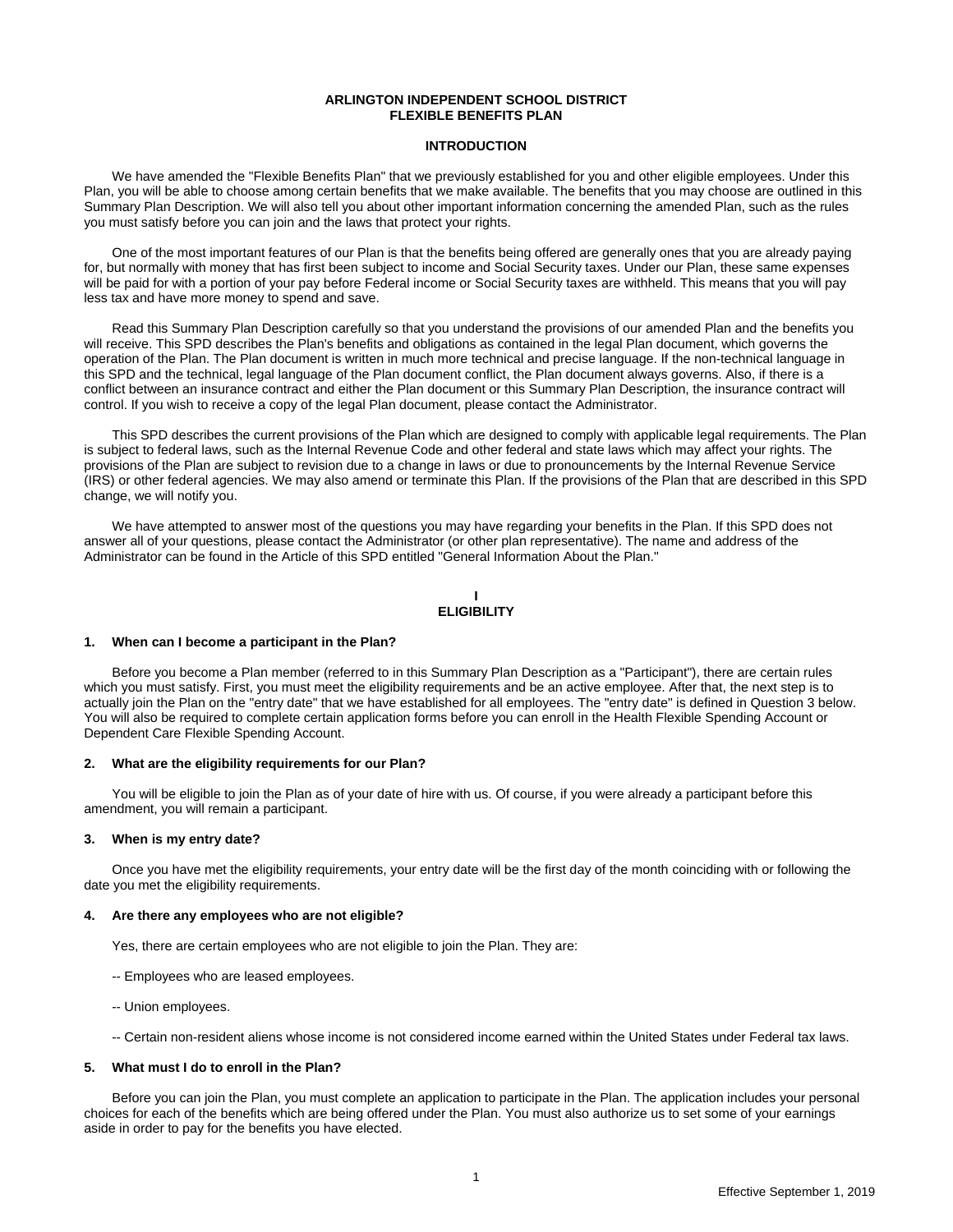# ARLINGTON INDEPENDENT SCHOOL DISTRICT
# FLEXIBLE BENEFITS PLAN

## INTRODUCTION

We have amended the "Flexible Benefits Plan" that we previously established for you and other eligible employees. Under this Plan, you will be able to choose among certain benefits that we make available. The benefits that you may choose are outlined in this Summary Plan Description. We will also tell you about other important information concerning the amended Plan, such as the rules you must satisfy before you can join and the laws that protect your rights.

One of the most important features of our Plan is that the benefits being offered are generally ones that you are already paying for, but normally with money that has first been subject to income and Social Security taxes. Under our Plan, these same expenses will be paid for with a portion of your pay before Federal income or Social Security taxes are withheld. This means that you will pay less tax and have more money to spend and save.

Read this Summary Plan Description carefully so that you understand the provisions of our amended Plan and the benefits you will receive. This SPD describes the Plan's benefits and obligations as contained in the legal Plan document, which governs the operation of the Plan. The Plan document is written in much more technical and precise language. If the non-technical language in this SPD and the technical, legal language of the Plan document conflict, the Plan document always governs. Also, if there is a conflict between an insurance contract and either the Plan document or this Summary Plan Description, the insurance contract will control. If you wish to receive a copy of the legal Plan document, please contact the Administrator.

This SPD describes the current provisions of the Plan which are designed to comply with applicable legal requirements. The Plan is subject to federal laws, such as the Internal Revenue Code and other federal and state laws which may affect your rights. The provisions of the Plan are subject to revision due to a change in laws or due to pronouncements by the Internal Revenue Service (IRS) or other federal agencies. We may also amend or terminate this Plan. If the provisions of the Plan that are described in this SPD change, we will notify you.

We have attempted to answer most of the questions you may have regarding your benefits in the Plan. If this SPD does not answer all of your questions, please contact the Administrator (or other plan representative). The name and address of the Administrator can be found in the Article of this SPD entitled "General Information About the Plan."

## I
## ELIGIBILITY

### 1. When can I become a participant in the Plan?

Before you become a Plan member (referred to in this Summary Plan Description as a "Participant"), there are certain rules which you must satisfy. First, you must meet the eligibility requirements and be an active employee. After that, the next step is to actually join the Plan on the "entry date" that we have established for all employees. The "entry date" is defined in Question 3 below. You will also be required to complete certain application forms before you can enroll in the Health Flexible Spending Account or Dependent Care Flexible Spending Account.

### 2. What are the eligibility requirements for our Plan?

You will be eligible to join the Plan as of your date of hire with us. Of course, if you were already a participant before this amendment, you will remain a participant.

### 3. When is my entry date?

Once you have met the eligibility requirements, your entry date will be the first day of the month coinciding with or following the date you met the eligibility requirements.

### 4. Are there any employees who are not eligible?

Yes, there are certain employees who are not eligible to join the Plan. They are:

-- Employees who are leased employees.

-- Union employees.

-- Certain non-resident aliens whose income is not considered income earned within the United States under Federal tax laws.

### 5. What must I do to enroll in the Plan?

Before you can join the Plan, you must complete an application to participate in the Plan. The application includes your personal choices for each of the benefits which are being offered under the Plan. You must also authorize us to set some of your earnings aside in order to pay for the benefits you have elected.

Effective September 1, 2019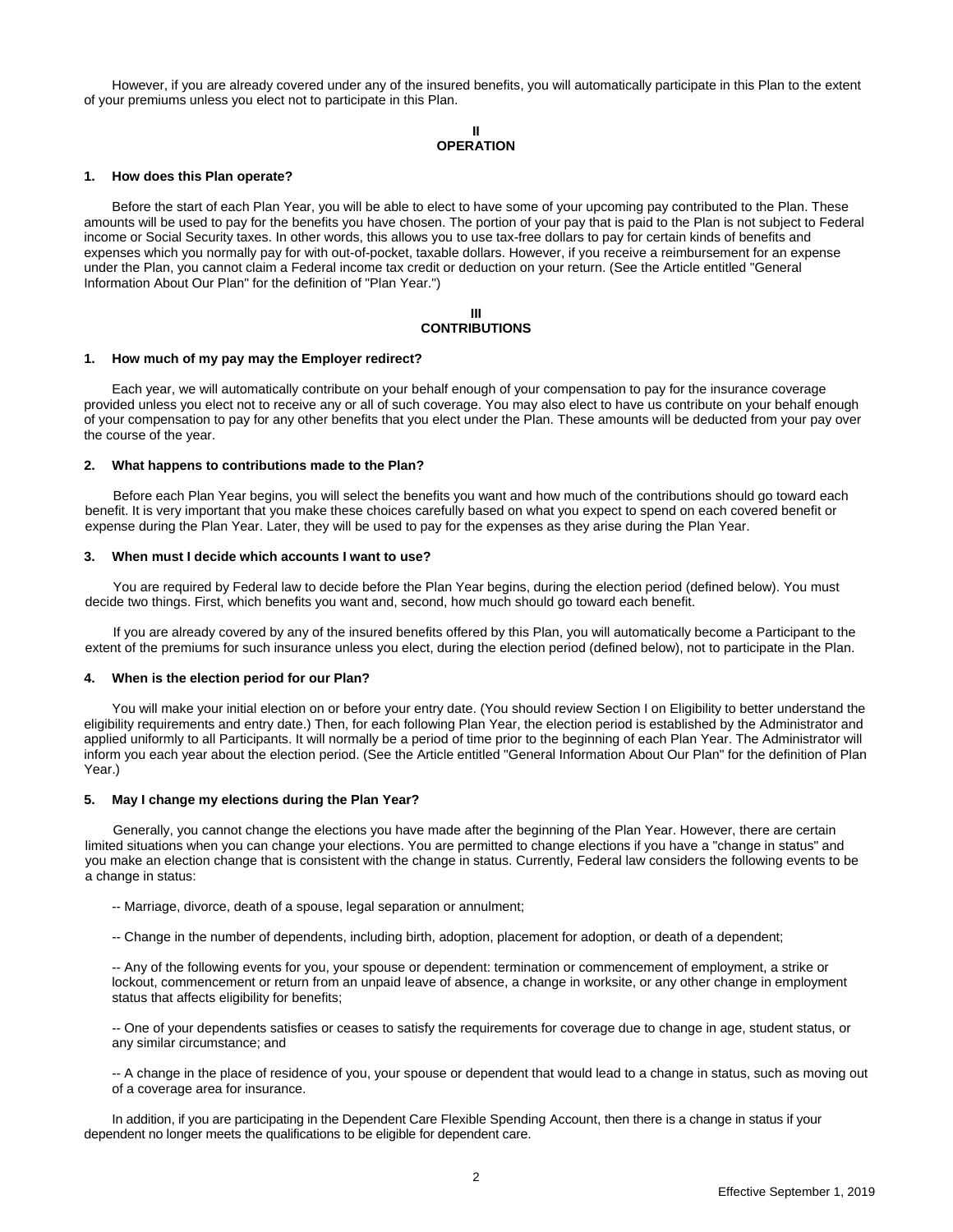However, if you are already covered under any of the insured benefits, you will automatically participate in this Plan to the extent of your premiums unless you elect not to participate in this Plan.

## II
## OPERATION

### 1. How does this Plan operate?

Before the start of each Plan Year, you will be able to elect to have some of your upcoming pay contributed to the Plan. These amounts will be used to pay for the benefits you have chosen. The portion of your pay that is paid to the Plan is not subject to Federal income or Social Security taxes. In other words, this allows you to use tax-free dollars to pay for certain kinds of benefits and expenses which you normally pay for with out-of-pocket, taxable dollars. However, if you receive a reimbursement for an expense under the Plan, you cannot claim a Federal income tax credit or deduction on your return. (See the Article entitled "General Information About Our Plan" for the definition of "Plan Year.")

## III
## CONTRIBUTIONS

### 1. How much of my pay may the Employer redirect?

Each year, we will automatically contribute on your behalf enough of your compensation to pay for the insurance coverage provided unless you elect not to receive any or all of such coverage. You may also elect to have us contribute on your behalf enough of your compensation to pay for any other benefits that you elect under the Plan. These amounts will be deducted from your pay over the course of the year.

### 2. What happens to contributions made to the Plan?

Before each Plan Year begins, you will select the benefits you want and how much of the contributions should go toward each benefit. It is very important that you make these choices carefully based on what you expect to spend on each covered benefit or expense during the Plan Year. Later, they will be used to pay for the expenses as they arise during the Plan Year.

### 3. When must I decide which accounts I want to use?

You are required by Federal law to decide before the Plan Year begins, during the election period (defined below). You must decide two things. First, which benefits you want and, second, how much should go toward each benefit.

If you are already covered by any of the insured benefits offered by this Plan, you will automatically become a Participant to the extent of the premiums for such insurance unless you elect, during the election period (defined below), not to participate in the Plan.

### 4. When is the election period for our Plan?

You will make your initial election on or before your entry date. (You should review Section I on Eligibility to better understand the eligibility requirements and entry date.) Then, for each following Plan Year, the election period is established by the Administrator and applied uniformly to all Participants. It will normally be a period of time prior to the beginning of each Plan Year. The Administrator will inform you each year about the election period. (See the Article entitled "General Information About Our Plan" for the definition of Plan Year.)

### 5. May I change my elections during the Plan Year?

Generally, you cannot change the elections you have made after the beginning of the Plan Year. However, there are certain limited situations when you can change your elections. You are permitted to change elections if you have a "change in status" and you make an election change that is consistent with the change in status. Currently, Federal law considers the following events to be a change in status:

-- Marriage, divorce, death of a spouse, legal separation or annulment;

-- Change in the number of dependents, including birth, adoption, placement for adoption, or death of a dependent;

-- Any of the following events for you, your spouse or dependent: termination or commencement of employment, a strike or lockout, commencement or return from an unpaid leave of absence, a change in worksite, or any other change in employment status that affects eligibility for benefits;

-- One of your dependents satisfies or ceases to satisfy the requirements for coverage due to change in age, student status, or any similar circumstance; and

-- A change in the place of residence of you, your spouse or dependent that would lead to a change in status, such as moving out of a coverage area for insurance.

In addition, if you are participating in the Dependent Care Flexible Spending Account, then there is a change in status if your dependent no longer meets the qualifications to be eligible for dependent care.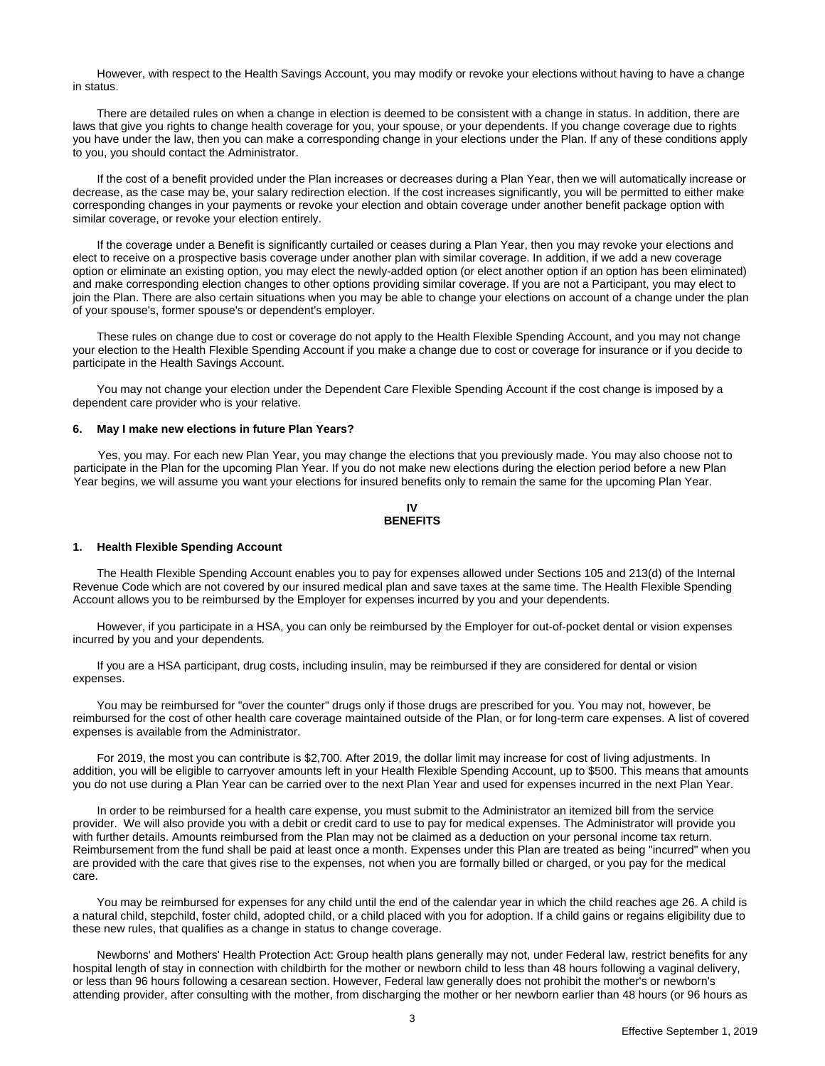However, with respect to the Health Savings Account, you may modify or revoke your elections without having to have a change in status.

There are detailed rules on when a change in election is deemed to be consistent with a change in status. In addition, there are laws that give you rights to change health coverage for you, your spouse, or your dependents. If you change coverage due to rights you have under the law, then you can make a corresponding change in your elections under the Plan. If any of these conditions apply to you, you should contact the Administrator.

If the cost of a benefit provided under the Plan increases or decreases during a Plan Year, then we will automatically increase or decrease, as the case may be, your salary redirection election. If the cost increases significantly, you will be permitted to either make corresponding changes in your payments or revoke your election and obtain coverage under another benefit package option with similar coverage, or revoke your election entirely.

If the coverage under a Benefit is significantly curtailed or ceases during a Plan Year, then you may revoke your elections and elect to receive on a prospective basis coverage under another plan with similar coverage. In addition, if we add a new coverage option or eliminate an existing option, you may elect the newly-added option (or elect another option if an option has been eliminated) and make corresponding election changes to other options providing similar coverage. If you are not a Participant, you may elect to join the Plan. There are also certain situations when you may be able to change your elections on account of a change under the plan of your spouse's, former spouse's or dependent's employer.

These rules on change due to cost or coverage do not apply to the Health Flexible Spending Account, and you may not change your election to the Health Flexible Spending Account if you make a change due to cost or coverage for insurance or if you decide to participate in the Health Savings Account.

You may not change your election under the Dependent Care Flexible Spending Account if the cost change is imposed by a dependent care provider who is your relative.

### 6. May I make new elections in future Plan Years?

Yes, you may. For each new Plan Year, you may change the elections that you previously made. You may also choose not to participate in the Plan for the upcoming Plan Year. If you do not make new elections during the election period before a new Plan Year begins, we will assume you want your elections for insured benefits only to remain the same for the upcoming Plan Year.

## IV
## BENEFITS

### 1. Health Flexible Spending Account

The Health Flexible Spending Account enables you to pay for expenses allowed under Sections 105 and 213(d) of the Internal Revenue Code which are not covered by our insured medical plan and save taxes at the same time. The Health Flexible Spending Account allows you to be reimbursed by the Employer for expenses incurred by you and your dependents.

However, if you participate in a HSA, you can only be reimbursed by the Employer for out-of-pocket dental or vision expenses incurred by you and your dependents*.*

If you are a HSA participant, drug costs, including insulin, may be reimbursed if they are considered for dental or vision expenses.

You may be reimbursed for "over the counter" drugs only if those drugs are prescribed for you. You may not, however, be reimbursed for the cost of other health care coverage maintained outside of the Plan, or for long-term care expenses. A list of covered expenses is available from the Administrator.

For 2019, the most you can contribute is $2,700. After 2019, the dollar limit may increase for cost of living adjustments. In addition, you will be eligible to carryover amounts left in your Health Flexible Spending Account, up to $500. This means that amounts you do not use during a Plan Year can be carried over to the next Plan Year and used for expenses incurred in the next Plan Year.

In order to be reimbursed for a health care expense, you must submit to the Administrator an itemized bill from the service provider. We will also provide you with a debit or credit card to use to pay for medical expenses. The Administrator will provide you with further details. Amounts reimbursed from the Plan may not be claimed as a deduction on your personal income tax return. Reimbursement from the fund shall be paid at least once a month. Expenses under this Plan are treated as being "incurred" when you are provided with the care that gives rise to the expenses, not when you are formally billed or charged, or you pay for the medical care.

You may be reimbursed for expenses for any child until the end of the calendar year in which the child reaches age 26. A child is a natural child, stepchild, foster child, adopted child, or a child placed with you for adoption. If a child gains or regains eligibility due to these new rules, that qualifies as a change in status to change coverage.

Newborns' and Mothers' Health Protection Act: Group health plans generally may not, under Federal law, restrict benefits for any hospital length of stay in connection with childbirth for the mother or newborn child to less than 48 hours following a vaginal delivery, or less than 96 hours following a cesarean section. However, Federal law generally does not prohibit the mother's or newborn's attending provider, after consulting with the mother, from discharging the mother or her newborn earlier than 48 hours (or 96 hours as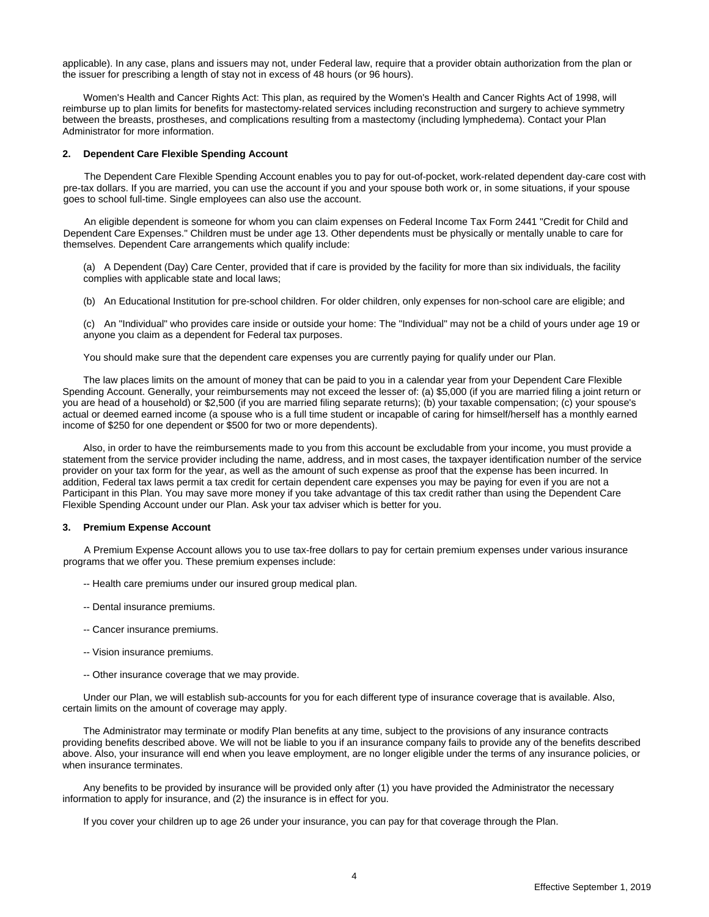applicable). In any case, plans and issuers may not, under Federal law, require that a provider obtain authorization from the plan or the issuer for prescribing a length of stay not in excess of 48 hours (or 96 hours).

Women's Health and Cancer Rights Act: This plan, as required by the Women's Health and Cancer Rights Act of 1998, will reimburse up to plan limits for benefits for mastectomy-related services including reconstruction and surgery to achieve symmetry between the breasts, prostheses, and complications resulting from a mastectomy (including lymphedema). Contact your Plan Administrator for more information.

### 2. Dependent Care Flexible Spending Account

The Dependent Care Flexible Spending Account enables you to pay for out-of-pocket, work-related dependent day-care cost with pre-tax dollars. If you are married, you can use the account if you and your spouse both work or, in some situations, if your spouse goes to school full-time. Single employees can also use the account.

An eligible dependent is someone for whom you can claim expenses on Federal Income Tax Form 2441 "Credit for Child and Dependent Care Expenses." Children must be under age 13. Other dependents must be physically or mentally unable to care for themselves. Dependent Care arrangements which qualify include:

(a) A Dependent (Day) Care Center, provided that if care is provided by the facility for more than six individuals, the facility complies with applicable state and local laws;

(b) An Educational Institution for pre-school children. For older children, only expenses for non-school care are eligible; and

(c) An "Individual" who provides care inside or outside your home: The "Individual" may not be a child of yours under age 19 or anyone you claim as a dependent for Federal tax purposes.

You should make sure that the dependent care expenses you are currently paying for qualify under our Plan.

The law places limits on the amount of money that can be paid to you in a calendar year from your Dependent Care Flexible Spending Account. Generally, your reimbursements may not exceed the lesser of: (a) $5,000 (if you are married filing a joint return or you are head of a household) or $2,500 (if you are married filing separate returns); (b) your taxable compensation; (c) your spouse's actual or deemed earned income (a spouse who is a full time student or incapable of caring for himself/herself has a monthly earned income of $250 for one dependent or $500 for two or more dependents).

Also, in order to have the reimbursements made to you from this account be excludable from your income, you must provide a statement from the service provider including the name, address, and in most cases, the taxpayer identification number of the service provider on your tax form for the year, as well as the amount of such expense as proof that the expense has been incurred. In addition, Federal tax laws permit a tax credit for certain dependent care expenses you may be paying for even if you are not a Participant in this Plan. You may save more money if you take advantage of this tax credit rather than using the Dependent Care Flexible Spending Account under our Plan. Ask your tax adviser which is better for you.

### 3. Premium Expense Account

A Premium Expense Account allows you to use tax-free dollars to pay for certain premium expenses under various insurance programs that we offer you. These premium expenses include:

-- Health care premiums under our insured group medical plan.

-- Dental insurance premiums.

-- Cancer insurance premiums.

-- Vision insurance premiums.

-- Other insurance coverage that we may provide.

Under our Plan, we will establish sub-accounts for you for each different type of insurance coverage that is available. Also, certain limits on the amount of coverage may apply.

The Administrator may terminate or modify Plan benefits at any time, subject to the provisions of any insurance contracts providing benefits described above. We will not be liable to you if an insurance company fails to provide any of the benefits described above. Also, your insurance will end when you leave employment, are no longer eligible under the terms of any insurance policies, or when insurance terminates.

Any benefits to be provided by insurance will be provided only after (1) you have provided the Administrator the necessary information to apply for insurance, and (2) the insurance is in effect for you.

If you cover your children up to age 26 under your insurance, you can pay for that coverage through the Plan.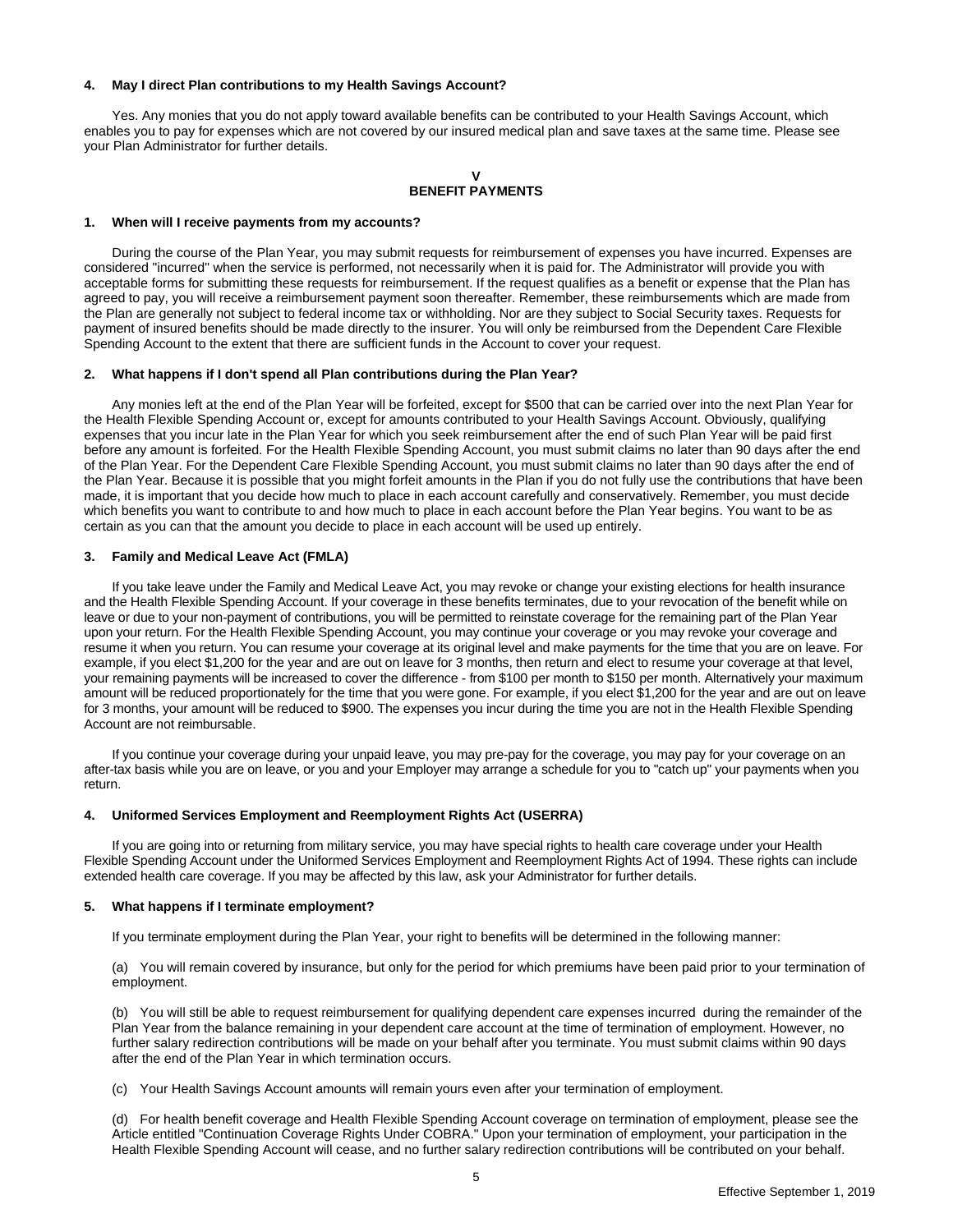**4. May I direct Plan contributions to my Health Savings Account?**

Yes. Any monies that you do not apply toward available benefits can be contributed to your Health Savings Account, which enables you to pay for expenses which are not covered by our insured medical plan and save taxes at the same time. Please see your Plan Administrator for further details.

## V
## BENEFIT PAYMENTS

**1. When will I receive payments from my accounts?**

During the course of the Plan Year, you may submit requests for reimbursement of expenses you have incurred. Expenses are considered "incurred" when the service is performed, not necessarily when it is paid for. The Administrator will provide you with acceptable forms for submitting these requests for reimbursement. If the request qualifies as a benefit or expense that the Plan has agreed to pay, you will receive a reimbursement payment soon thereafter. Remember, these reimbursements which are made from the Plan are generally not subject to federal income tax or withholding. Nor are they subject to Social Security taxes. Requests for payment of insured benefits should be made directly to the insurer. You will only be reimbursed from the Dependent Care Flexible Spending Account to the extent that there are sufficient funds in the Account to cover your request.

**2. What happens if I don't spend all Plan contributions during the Plan Year?**

Any monies left at the end of the Plan Year will be forfeited, except for $500 that can be carried over into the next Plan Year for the Health Flexible Spending Account or, except for amounts contributed to your Health Savings Account. Obviously, qualifying expenses that you incur late in the Plan Year for which you seek reimbursement after the end of such Plan Year will be paid first before any amount is forfeited. For the Health Flexible Spending Account, you must submit claims no later than 90 days after the end of the Plan Year. For the Dependent Care Flexible Spending Account, you must submit claims no later than 90 days after the end of the Plan Year. Because it is possible that you might forfeit amounts in the Plan if you do not fully use the contributions that have been made, it is important that you decide how much to place in each account carefully and conservatively. Remember, you must decide which benefits you want to contribute to and how much to place in each account before the Plan Year begins. You want to be as certain as you can that the amount you decide to place in each account will be used up entirely.

**3. Family and Medical Leave Act (FMLA)**

If you take leave under the Family and Medical Leave Act, you may revoke or change your existing elections for health insurance and the Health Flexible Spending Account. If your coverage in these benefits terminates, due to your revocation of the benefit while on leave or due to your non-payment of contributions, you will be permitted to reinstate coverage for the remaining part of the Plan Year upon your return. For the Health Flexible Spending Account, you may continue your coverage or you may revoke your coverage and resume it when you return. You can resume your coverage at its original level and make payments for the time that you are on leave. For example, if you elect $1,200 for the year and are out on leave for 3 months, then return and elect to resume your coverage at that level, your remaining payments will be increased to cover the difference - from $100 per month to $150 per month. Alternatively your maximum amount will be reduced proportionately for the time that you were gone. For example, if you elect $1,200 for the year and are out on leave for 3 months, your amount will be reduced to $900. The expenses you incur during the time you are not in the Health Flexible Spending Account are not reimbursable.

If you continue your coverage during your unpaid leave, you may pre-pay for the coverage, you may pay for your coverage on an after-tax basis while you are on leave, or you and your Employer may arrange a schedule for you to "catch up" your payments when you return.

**4. Uniformed Services Employment and Reemployment Rights Act (USERRA)**

If you are going into or returning from military service, you may have special rights to health care coverage under your Health Flexible Spending Account under the Uniformed Services Employment and Reemployment Rights Act of 1994. These rights can include extended health care coverage. If you may be affected by this law, ask your Administrator for further details.

**5. What happens if I terminate employment?**

If you terminate employment during the Plan Year, your right to benefits will be determined in the following manner:

(a) You will remain covered by insurance, but only for the period for which premiums have been paid prior to your termination of employment.

(b) You will still be able to request reimbursement for qualifying dependent care expenses incurred during the remainder of the Plan Year from the balance remaining in your dependent care account at the time of termination of employment. However, no further salary redirection contributions will be made on your behalf after you terminate. You must submit claims within 90 days after the end of the Plan Year in which termination occurs.

(c) Your Health Savings Account amounts will remain yours even after your termination of employment.

(d) For health benefit coverage and Health Flexible Spending Account coverage on termination of employment, please see the Article entitled "Continuation Coverage Rights Under COBRA." Upon your termination of employment, your participation in the Health Flexible Spending Account will cease, and no further salary redirection contributions will be contributed on your behalf.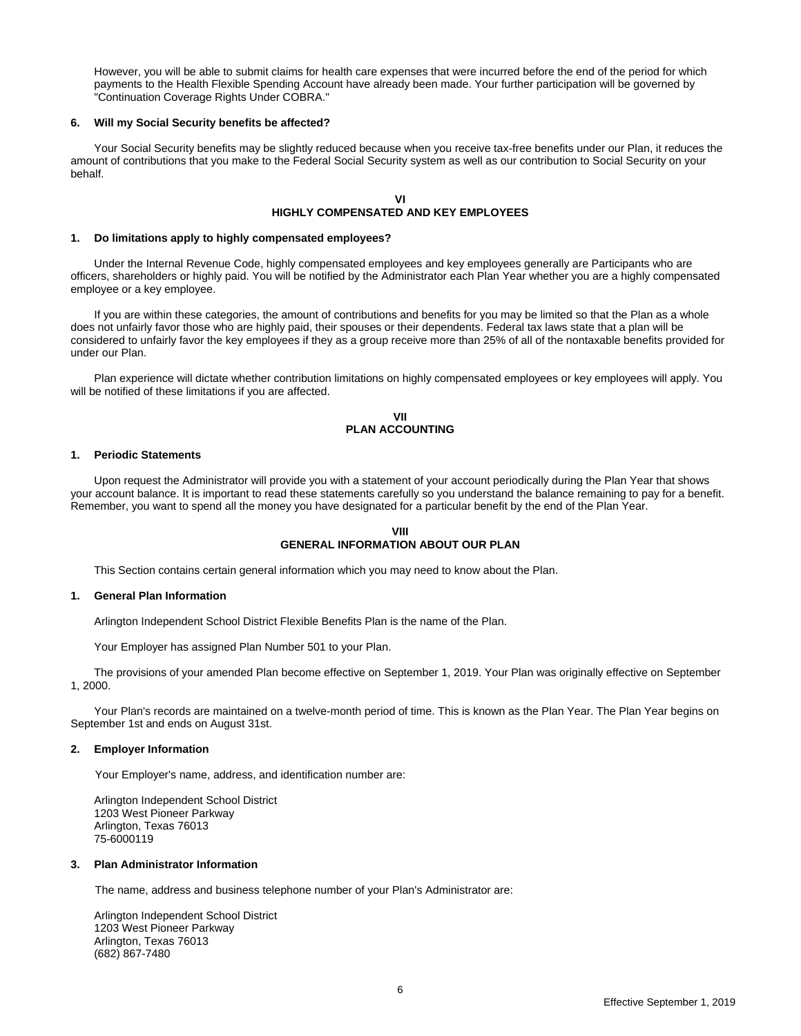However, you will be able to submit claims for health care expenses that were incurred before the end of the period for which payments to the Health Flexible Spending Account have already been made. Your further participation will be governed by "Continuation Coverage Rights Under COBRA."

**6. Will my Social Security benefits be affected?**

Your Social Security benefits may be slightly reduced because when you receive tax-free benefits under our Plan, it reduces the amount of contributions that you make to the Federal Social Security system as well as our contribution to Social Security on your behalf.

## VI
## HIGHLY COMPENSATED AND KEY EMPLOYEES

**1. Do limitations apply to highly compensated employees?**

Under the Internal Revenue Code, highly compensated employees and key employees generally are Participants who are officers, shareholders or highly paid. You will be notified by the Administrator each Plan Year whether you are a highly compensated employee or a key employee.

If you are within these categories, the amount of contributions and benefits for you may be limited so that the Plan as a whole does not unfairly favor those who are highly paid, their spouses or their dependents. Federal tax laws state that a plan will be considered to unfairly favor the key employees if they as a group receive more than 25% of all of the nontaxable benefits provided for under our Plan.

Plan experience will dictate whether contribution limitations on highly compensated employees or key employees will apply. You will be notified of these limitations if you are affected.

## VII
## PLAN ACCOUNTING

**1. Periodic Statements**

Upon request the Administrator will provide you with a statement of your account periodically during the Plan Year that shows your account balance. It is important to read these statements carefully so you understand the balance remaining to pay for a benefit. Remember, you want to spend all the money you have designated for a particular benefit by the end of the Plan Year.

## VIII
## GENERAL INFORMATION ABOUT OUR PLAN

This Section contains certain general information which you may need to know about the Plan.

**1. General Plan Information**

Arlington Independent School District Flexible Benefits Plan is the name of the Plan.

Your Employer has assigned Plan Number 501 to your Plan.

The provisions of your amended Plan become effective on September 1, 2019. Your Plan was originally effective on September 1, 2000.

Your Plan's records are maintained on a twelve-month period of time. This is known as the Plan Year. The Plan Year begins on September 1st and ends on August 31st.

**2. Employer Information**

Your Employer's name, address, and identification number are:

Arlington Independent School District
1203 West Pioneer Parkway
Arlington, Texas 76013
75-6000119

**3. Plan Administrator Information**

The name, address and business telephone number of your Plan's Administrator are:

Arlington Independent School District
1203 West Pioneer Parkway
Arlington, Texas 76013
(682) 867-7480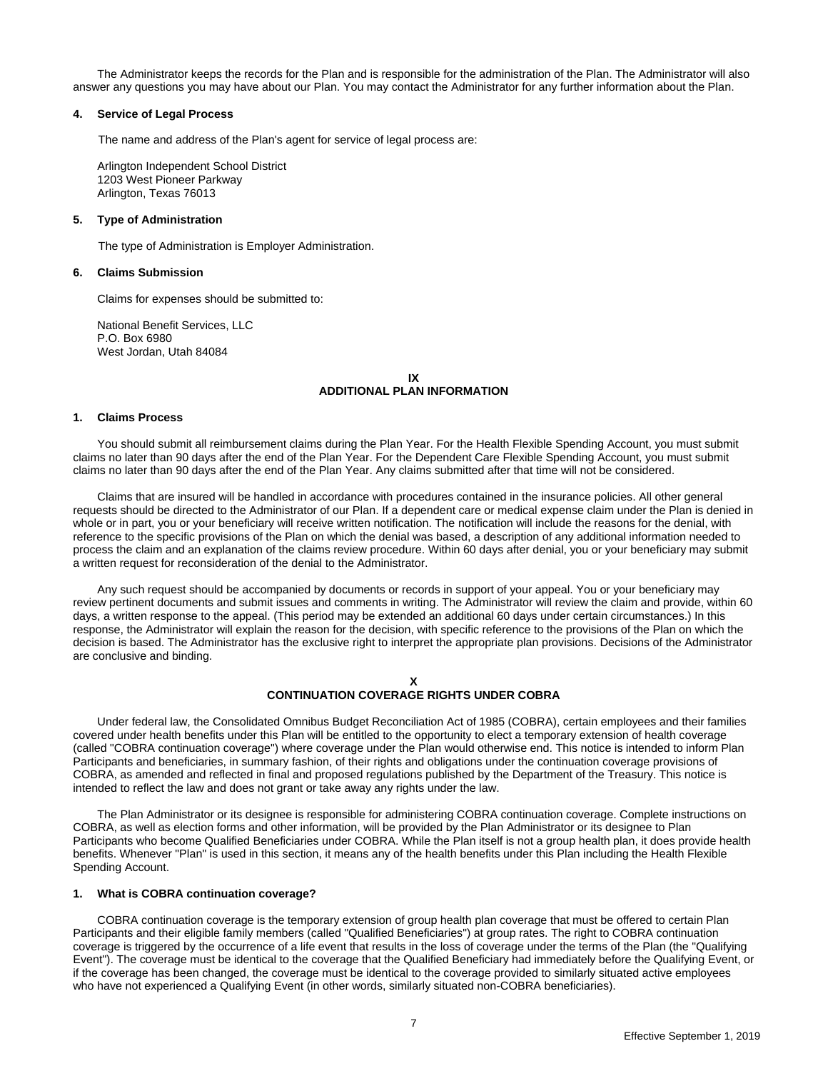The Administrator keeps the records for the Plan and is responsible for the administration of the Plan. The Administrator will also answer any questions you may have about our Plan. You may contact the Administrator for any further information about the Plan.

**4. Service of Legal Process**

The name and address of the Plan's agent for service of legal process are:

Arlington Independent School District
1203 West Pioneer Parkway
Arlington, Texas 76013

**5. Type of Administration**

The type of Administration is Employer Administration.

**6. Claims Submission**

Claims for expenses should be submitted to:

National Benefit Services, LLC
P.O. Box 6980
West Jordan, Utah 84084

## IX
## ADDITIONAL PLAN INFORMATION

**1. Claims Process**

You should submit all reimbursement claims during the Plan Year. For the Health Flexible Spending Account, you must submit claims no later than 90 days after the end of the Plan Year. For the Dependent Care Flexible Spending Account, you must submit claims no later than 90 days after the end of the Plan Year. Any claims submitted after that time will not be considered.

Claims that are insured will be handled in accordance with procedures contained in the insurance policies. All other general requests should be directed to the Administrator of our Plan. If a dependent care or medical expense claim under the Plan is denied in whole or in part, you or your beneficiary will receive written notification. The notification will include the reasons for the denial, with reference to the specific provisions of the Plan on which the denial was based, a description of any additional information needed to process the claim and an explanation of the claims review procedure. Within 60 days after denial, you or your beneficiary may submit a written request for reconsideration of the denial to the Administrator.

Any such request should be accompanied by documents or records in support of your appeal. You or your beneficiary may review pertinent documents and submit issues and comments in writing. The Administrator will review the claim and provide, within 60 days, a written response to the appeal. (This period may be extended an additional 60 days under certain circumstances.) In this response, the Administrator will explain the reason for the decision, with specific reference to the provisions of the Plan on which the decision is based. The Administrator has the exclusive right to interpret the appropriate plan provisions. Decisions of the Administrator are conclusive and binding.

## X
## CONTINUATION COVERAGE RIGHTS UNDER COBRA

Under federal law, the Consolidated Omnibus Budget Reconciliation Act of 1985 (COBRA), certain employees and their families covered under health benefits under this Plan will be entitled to the opportunity to elect a temporary extension of health coverage (called "COBRA continuation coverage") where coverage under the Plan would otherwise end. This notice is intended to inform Plan Participants and beneficiaries, in summary fashion, of their rights and obligations under the continuation coverage provisions of COBRA, as amended and reflected in final and proposed regulations published by the Department of the Treasury. This notice is intended to reflect the law and does not grant or take away any rights under the law.

The Plan Administrator or its designee is responsible for administering COBRA continuation coverage. Complete instructions on COBRA, as well as election forms and other information, will be provided by the Plan Administrator or its designee to Plan Participants who become Qualified Beneficiaries under COBRA. While the Plan itself is not a group health plan, it does provide health benefits. Whenever "Plan" is used in this section, it means any of the health benefits under this Plan including the Health Flexible Spending Account.

**1. What is COBRA continuation coverage?**

COBRA continuation coverage is the temporary extension of group health plan coverage that must be offered to certain Plan Participants and their eligible family members (called "Qualified Beneficiaries") at group rates. The right to COBRA continuation coverage is triggered by the occurrence of a life event that results in the loss of coverage under the terms of the Plan (the "Qualifying Event"). The coverage must be identical to the coverage that the Qualified Beneficiary had immediately before the Qualifying Event, or if the coverage has been changed, the coverage must be identical to the coverage provided to similarly situated active employees who have not experienced a Qualifying Event (in other words, similarly situated non-COBRA beneficiaries).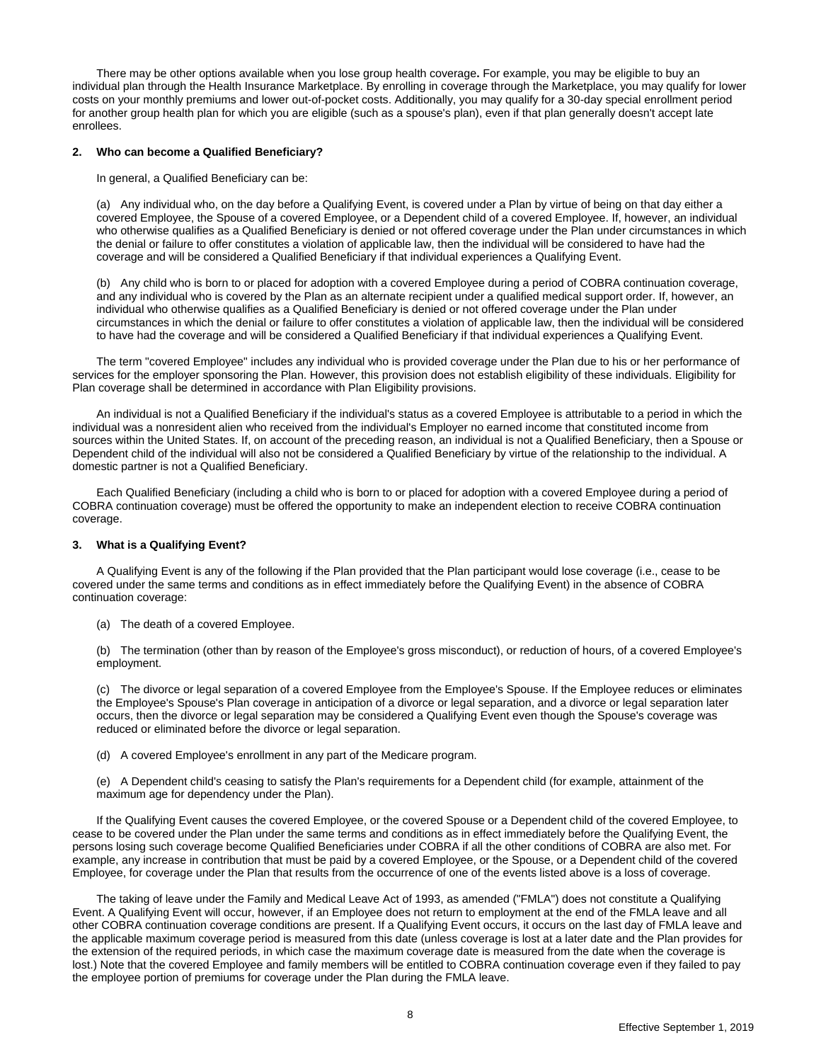There may be other options available when you lose group health coverage**.** For example, you may be eligible to buy an individual plan through the Health Insurance Marketplace. By enrolling in coverage through the Marketplace, you may qualify for lower costs on your monthly premiums and lower out-of-pocket costs. Additionally, you may qualify for a 30-day special enrollment period for another group health plan for which you are eligible (such as a spouse's plan), even if that plan generally doesn't accept late enrollees.

**2. Who can become a Qualified Beneficiary?**

In general, a Qualified Beneficiary can be:

(a) Any individual who, on the day before a Qualifying Event, is covered under a Plan by virtue of being on that day either a covered Employee, the Spouse of a covered Employee, or a Dependent child of a covered Employee. If, however, an individual who otherwise qualifies as a Qualified Beneficiary is denied or not offered coverage under the Plan under circumstances in which the denial or failure to offer constitutes a violation of applicable law, then the individual will be considered to have had the coverage and will be considered a Qualified Beneficiary if that individual experiences a Qualifying Event.

(b) Any child who is born to or placed for adoption with a covered Employee during a period of COBRA continuation coverage, and any individual who is covered by the Plan as an alternate recipient under a qualified medical support order. If, however, an individual who otherwise qualifies as a Qualified Beneficiary is denied or not offered coverage under the Plan under circumstances in which the denial or failure to offer constitutes a violation of applicable law, then the individual will be considered to have had the coverage and will be considered a Qualified Beneficiary if that individual experiences a Qualifying Event.

The term "covered Employee" includes any individual who is provided coverage under the Plan due to his or her performance of services for the employer sponsoring the Plan. However, this provision does not establish eligibility of these individuals. Eligibility for Plan coverage shall be determined in accordance with Plan Eligibility provisions.

An individual is not a Qualified Beneficiary if the individual's status as a covered Employee is attributable to a period in which the individual was a nonresident alien who received from the individual's Employer no earned income that constituted income from sources within the United States. If, on account of the preceding reason, an individual is not a Qualified Beneficiary, then a Spouse or Dependent child of the individual will also not be considered a Qualified Beneficiary by virtue of the relationship to the individual. A domestic partner is not a Qualified Beneficiary.

Each Qualified Beneficiary (including a child who is born to or placed for adoption with a covered Employee during a period of COBRA continuation coverage) must be offered the opportunity to make an independent election to receive COBRA continuation coverage.

**3. What is a Qualifying Event?**

A Qualifying Event is any of the following if the Plan provided that the Plan participant would lose coverage (i.e., cease to be covered under the same terms and conditions as in effect immediately before the Qualifying Event) in the absence of COBRA continuation coverage:

(a) The death of a covered Employee.

(b) The termination (other than by reason of the Employee's gross misconduct), or reduction of hours, of a covered Employee's employment.

(c) The divorce or legal separation of a covered Employee from the Employee's Spouse. If the Employee reduces or eliminates the Employee's Spouse's Plan coverage in anticipation of a divorce or legal separation, and a divorce or legal separation later occurs, then the divorce or legal separation may be considered a Qualifying Event even though the Spouse's coverage was reduced or eliminated before the divorce or legal separation.

(d) A covered Employee's enrollment in any part of the Medicare program.

(e) A Dependent child's ceasing to satisfy the Plan's requirements for a Dependent child (for example, attainment of the maximum age for dependency under the Plan).

If the Qualifying Event causes the covered Employee, or the covered Spouse or a Dependent child of the covered Employee, to cease to be covered under the Plan under the same terms and conditions as in effect immediately before the Qualifying Event, the persons losing such coverage become Qualified Beneficiaries under COBRA if all the other conditions of COBRA are also met. For example, any increase in contribution that must be paid by a covered Employee, or the Spouse, or a Dependent child of the covered Employee, for coverage under the Plan that results from the occurrence of one of the events listed above is a loss of coverage.

The taking of leave under the Family and Medical Leave Act of 1993, as amended ("FMLA") does not constitute a Qualifying Event. A Qualifying Event will occur, however, if an Employee does not return to employment at the end of the FMLA leave and all other COBRA continuation coverage conditions are present. If a Qualifying Event occurs, it occurs on the last day of FMLA leave and the applicable maximum coverage period is measured from this date (unless coverage is lost at a later date and the Plan provides for the extension of the required periods, in which case the maximum coverage date is measured from the date when the coverage is lost.) Note that the covered Employee and family members will be entitled to COBRA continuation coverage even if they failed to pay the employee portion of premiums for coverage under the Plan during the FMLA leave.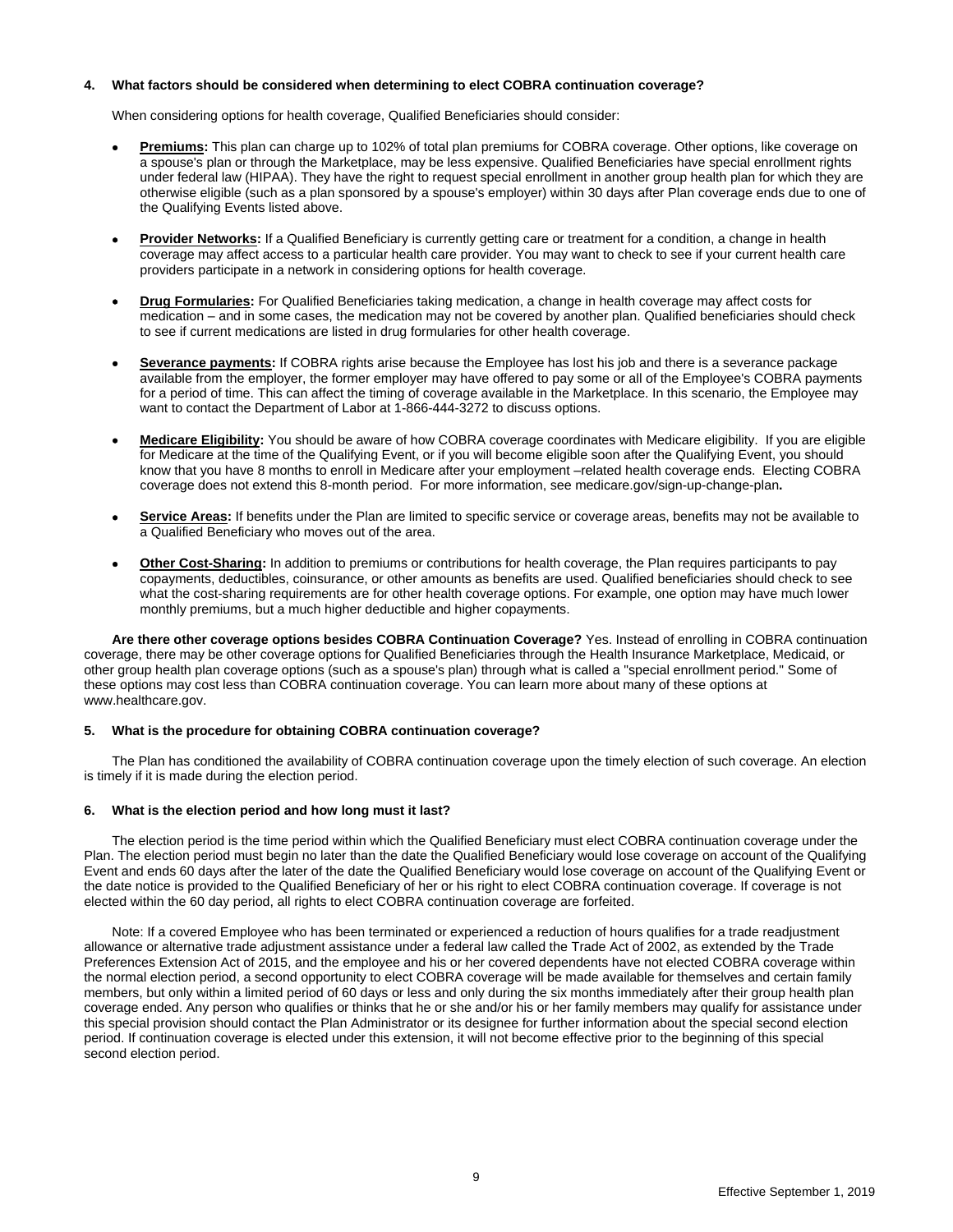**4. What factors should be considered when determining to elect COBRA continuation coverage?**

When considering options for health coverage, Qualified Beneficiaries should consider:

- **Premiums:** This plan can charge up to 102% of total plan premiums for COBRA coverage. Other options, like coverage on a spouse's plan or through the Marketplace, may be less expensive. Qualified Beneficiaries have special enrollment rights under federal law (HIPAA). They have the right to request special enrollment in another group health plan for which they are otherwise eligible (such as a plan sponsored by a spouse's employer) within 30 days after Plan coverage ends due to one of the Qualifying Events listed above.

- **Provider Networks:** If a Qualified Beneficiary is currently getting care or treatment for a condition, a change in health coverage may affect access to a particular health care provider. You may want to check to see if your current health care providers participate in a network in considering options for health coverage.

- **Drug Formularies:** For Qualified Beneficiaries taking medication, a change in health coverage may affect costs for medication – and in some cases, the medication may not be covered by another plan. Qualified beneficiaries should check to see if current medications are listed in drug formularies for other health coverage.

- **Severance payments:** If COBRA rights arise because the Employee has lost his job and there is a severance package available from the employer, the former employer may have offered to pay some or all of the Employee's COBRA payments for a period of time. This can affect the timing of coverage available in the Marketplace. In this scenario, the Employee may want to contact the Department of Labor at 1-866-444-3272 to discuss options.

- **Medicare Eligibility:** You should be aware of how COBRA coverage coordinates with Medicare eligibility. If you are eligible for Medicare at the time of the Qualifying Event, or if you will become eligible soon after the Qualifying Event, you should know that you have 8 months to enroll in Medicare after your employment –related health coverage ends. Electing COBRA coverage does not extend this 8-month period. For more information, see medicare.gov/sign-up-change-plan**.**

- **Service Areas:** If benefits under the Plan are limited to specific service or coverage areas, benefits may not be available to a Qualified Beneficiary who moves out of the area.

- **Other Cost-Sharing:** In addition to premiums or contributions for health coverage, the Plan requires participants to pay copayments, deductibles, coinsurance, or other amounts as benefits are used. Qualified beneficiaries should check to see what the cost-sharing requirements are for other health coverage options. For example, one option may have much lower monthly premiums, but a much higher deductible and higher copayments.

**Are there other coverage options besides COBRA Continuation Coverage?** Yes. Instead of enrolling in COBRA continuation coverage, there may be other coverage options for Qualified Beneficiaries through the Health Insurance Marketplace, Medicaid, or other group health plan coverage options (such as a spouse's plan) through what is called a "special enrollment period." Some of these options may cost less than COBRA continuation coverage. You can learn more about many of these options at www.healthcare.gov.

**5. What is the procedure for obtaining COBRA continuation coverage?**

The Plan has conditioned the availability of COBRA continuation coverage upon the timely election of such coverage. An election is timely if it is made during the election period.

**6. What is the election period and how long must it last?**

The election period is the time period within which the Qualified Beneficiary must elect COBRA continuation coverage under the Plan. The election period must begin no later than the date the Qualified Beneficiary would lose coverage on account of the Qualifying Event and ends 60 days after the later of the date the Qualified Beneficiary would lose coverage on account of the Qualifying Event or the date notice is provided to the Qualified Beneficiary of her or his right to elect COBRA continuation coverage. If coverage is not elected within the 60 day period, all rights to elect COBRA continuation coverage are forfeited.

Note: If a covered Employee who has been terminated or experienced a reduction of hours qualifies for a trade readjustment allowance or alternative trade adjustment assistance under a federal law called the Trade Act of 2002, as extended by the Trade Preferences Extension Act of 2015, and the employee and his or her covered dependents have not elected COBRA coverage within the normal election period, a second opportunity to elect COBRA coverage will be made available for themselves and certain family members, but only within a limited period of 60 days or less and only during the six months immediately after their group health plan coverage ended. Any person who qualifies or thinks that he or she and/or his or her family members may qualify for assistance under this special provision should contact the Plan Administrator or its designee for further information about the special second election period. If continuation coverage is elected under this extension, it will not become effective prior to the beginning of this special second election period.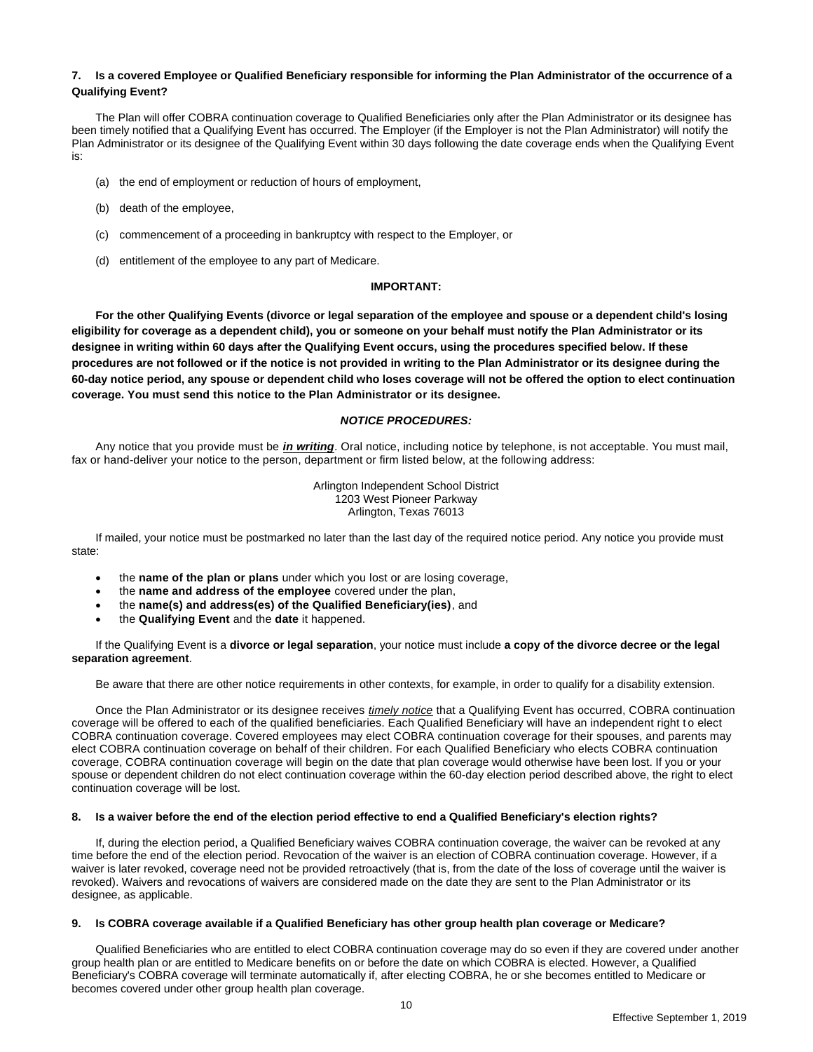### 7. Is a covered Employee or Qualified Beneficiary responsible for informing the Plan Administrator of the occurrence of a Qualifying Event?

The Plan will offer COBRA continuation coverage to Qualified Beneficiaries only after the Plan Administrator or its designee has been timely notified that a Qualifying Event has occurred. The Employer (if the Employer is not the Plan Administrator) will notify the Plan Administrator or its designee of the Qualifying Event within 30 days following the date coverage ends when the Qualifying Event is:

(a) the end of employment or reduction of hours of employment,

(b) death of the employee,

(c) commencement of a proceeding in bankruptcy with respect to the Employer, or

(d) entitlement of the employee to any part of Medicare.

**IMPORTANT:**

**For the other Qualifying Events (divorce or legal separation of the employee and spouse or a dependent child's losing eligibility for coverage as a dependent child), you or someone on your behalf must notify the Plan Administrator or its designee in writing within 60 days after the Qualifying Event occurs, using the procedures specified below. If these procedures are not followed or if the notice is not provided in writing to the Plan Administrator or its designee during the 60-day notice period, any spouse or dependent child who loses coverage will not be offered the option to elect continuation coverage. You must send this notice to the Plan Administrator or its designee.**

***NOTICE PROCEDURES:***

Any notice that you provide must be ***in writing***. Oral notice, including notice by telephone, is not acceptable. You must mail, fax or hand-deliver your notice to the person, department or firm listed below, at the following address:

Arlington Independent School District
1203 West Pioneer Parkway
Arlington, Texas 76013

If mailed, your notice must be postmarked no later than the last day of the required notice period. Any notice you provide must state:

- the **name of the plan or plans** under which you lost or are losing coverage,
- the **name and address of the employee** covered under the plan,
- the **name(s) and address(es) of the Qualified Beneficiary(ies)**, and
- the **Qualifying Event** and the **date** it happened.

If the Qualifying Event is a **divorce or legal separation**, your notice must include **a copy of the divorce decree or the legal separation agreement**.

Be aware that there are other notice requirements in other contexts, for example, in order to qualify for a disability extension.

Once the Plan Administrator or its designee receives *timely notice* that a Qualifying Event has occurred, COBRA continuation coverage will be offered to each of the qualified beneficiaries. Each Qualified Beneficiary will have an independent right to elect COBRA continuation coverage. Covered employees may elect COBRA continuation coverage for their spouses, and parents may elect COBRA continuation coverage on behalf of their children. For each Qualified Beneficiary who elects COBRA continuation coverage, COBRA continuation coverage will begin on the date that plan coverage would otherwise have been lost. If you or your spouse or dependent children do not elect continuation coverage within the 60-day election period described above, the right to elect continuation coverage will be lost.

### 8. Is a waiver before the end of the election period effective to end a Qualified Beneficiary's election rights?

If, during the election period, a Qualified Beneficiary waives COBRA continuation coverage, the waiver can be revoked at any time before the end of the election period. Revocation of the waiver is an election of COBRA continuation coverage. However, if a waiver is later revoked, coverage need not be provided retroactively (that is, from the date of the loss of coverage until the waiver is revoked). Waivers and revocations of waivers are considered made on the date they are sent to the Plan Administrator or its designee, as applicable.

### 9. Is COBRA coverage available if a Qualified Beneficiary has other group health plan coverage or Medicare?

Qualified Beneficiaries who are entitled to elect COBRA continuation coverage may do so even if they are covered under another group health plan or are entitled to Medicare benefits on or before the date on which COBRA is elected. However, a Qualified Beneficiary's COBRA coverage will terminate automatically if, after electing COBRA, he or she becomes entitled to Medicare or becomes covered under other group health plan coverage.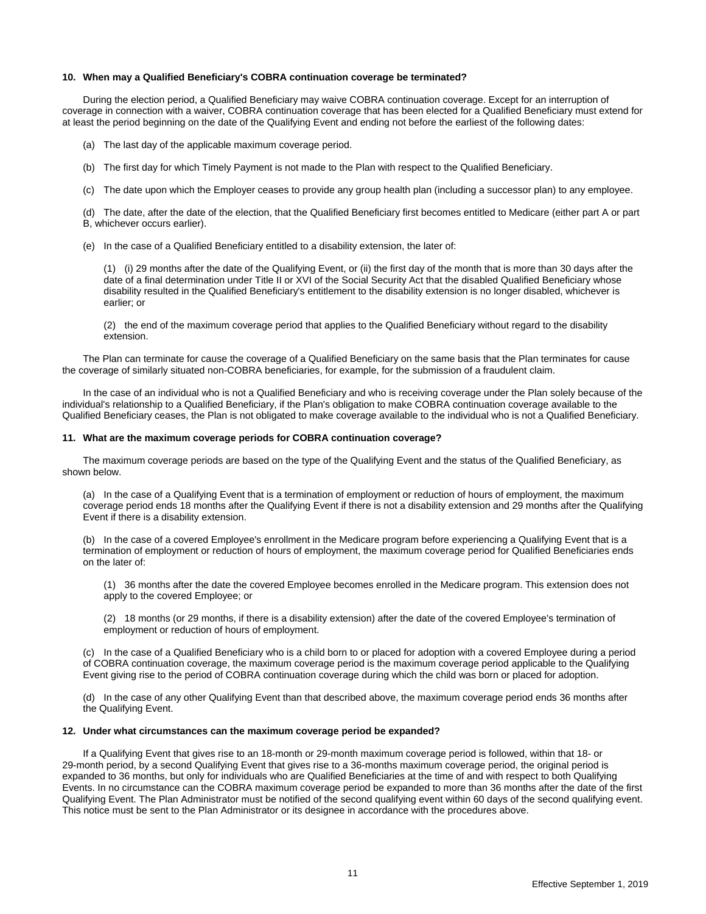**10. When may a Qualified Beneficiary's COBRA continuation coverage be terminated?**

During the election period, a Qualified Beneficiary may waive COBRA continuation coverage. Except for an interruption of coverage in connection with a waiver, COBRA continuation coverage that has been elected for a Qualified Beneficiary must extend for at least the period beginning on the date of the Qualifying Event and ending not before the earliest of the following dates:

(a) The last day of the applicable maximum coverage period.

(b) The first day for which Timely Payment is not made to the Plan with respect to the Qualified Beneficiary.

(c) The date upon which the Employer ceases to provide any group health plan (including a successor plan) to any employee.

(d) The date, after the date of the election, that the Qualified Beneficiary first becomes entitled to Medicare (either part A or part B, whichever occurs earlier).

(e) In the case of a Qualified Beneficiary entitled to a disability extension, the later of:

> (1) (i) 29 months after the date of the Qualifying Event, or (ii) the first day of the month that is more than 30 days after the date of a final determination under Title II or XVI of the Social Security Act that the disabled Qualified Beneficiary whose disability resulted in the Qualified Beneficiary's entitlement to the disability extension is no longer disabled, whichever is earlier; or
>
> (2) the end of the maximum coverage period that applies to the Qualified Beneficiary without regard to the disability extension.

The Plan can terminate for cause the coverage of a Qualified Beneficiary on the same basis that the Plan terminates for cause the coverage of similarly situated non-COBRA beneficiaries, for example, for the submission of a fraudulent claim.

In the case of an individual who is not a Qualified Beneficiary and who is receiving coverage under the Plan solely because of the individual's relationship to a Qualified Beneficiary, if the Plan's obligation to make COBRA continuation coverage available to the Qualified Beneficiary ceases, the Plan is not obligated to make coverage available to the individual who is not a Qualified Beneficiary.

**11. What are the maximum coverage periods for COBRA continuation coverage?**

The maximum coverage periods are based on the type of the Qualifying Event and the status of the Qualified Beneficiary, as shown below.

(a) In the case of a Qualifying Event that is a termination of employment or reduction of hours of employment, the maximum coverage period ends 18 months after the Qualifying Event if there is not a disability extension and 29 months after the Qualifying Event if there is a disability extension.

(b) In the case of a covered Employee's enrollment in the Medicare program before experiencing a Qualifying Event that is a termination of employment or reduction of hours of employment, the maximum coverage period for Qualified Beneficiaries ends on the later of:

> (1) 36 months after the date the covered Employee becomes enrolled in the Medicare program. This extension does not apply to the covered Employee; or
>
> (2) 18 months (or 29 months, if there is a disability extension) after the date of the covered Employee's termination of employment or reduction of hours of employment.

(c) In the case of a Qualified Beneficiary who is a child born to or placed for adoption with a covered Employee during a period of COBRA continuation coverage, the maximum coverage period is the maximum coverage period applicable to the Qualifying Event giving rise to the period of COBRA continuation coverage during which the child was born or placed for adoption.

(d) In the case of any other Qualifying Event than that described above, the maximum coverage period ends 36 months after the Qualifying Event.

**12. Under what circumstances can the maximum coverage period be expanded?**

If a Qualifying Event that gives rise to an 18-month or 29-month maximum coverage period is followed, within that 18- or 29-month period, by a second Qualifying Event that gives rise to a 36-months maximum coverage period, the original period is expanded to 36 months, but only for individuals who are Qualified Beneficiaries at the time of and with respect to both Qualifying Events. In no circumstance can the COBRA maximum coverage period be expanded to more than 36 months after the date of the first Qualifying Event. The Plan Administrator must be notified of the second qualifying event within 60 days of the second qualifying event. This notice must be sent to the Plan Administrator or its designee in accordance with the procedures above.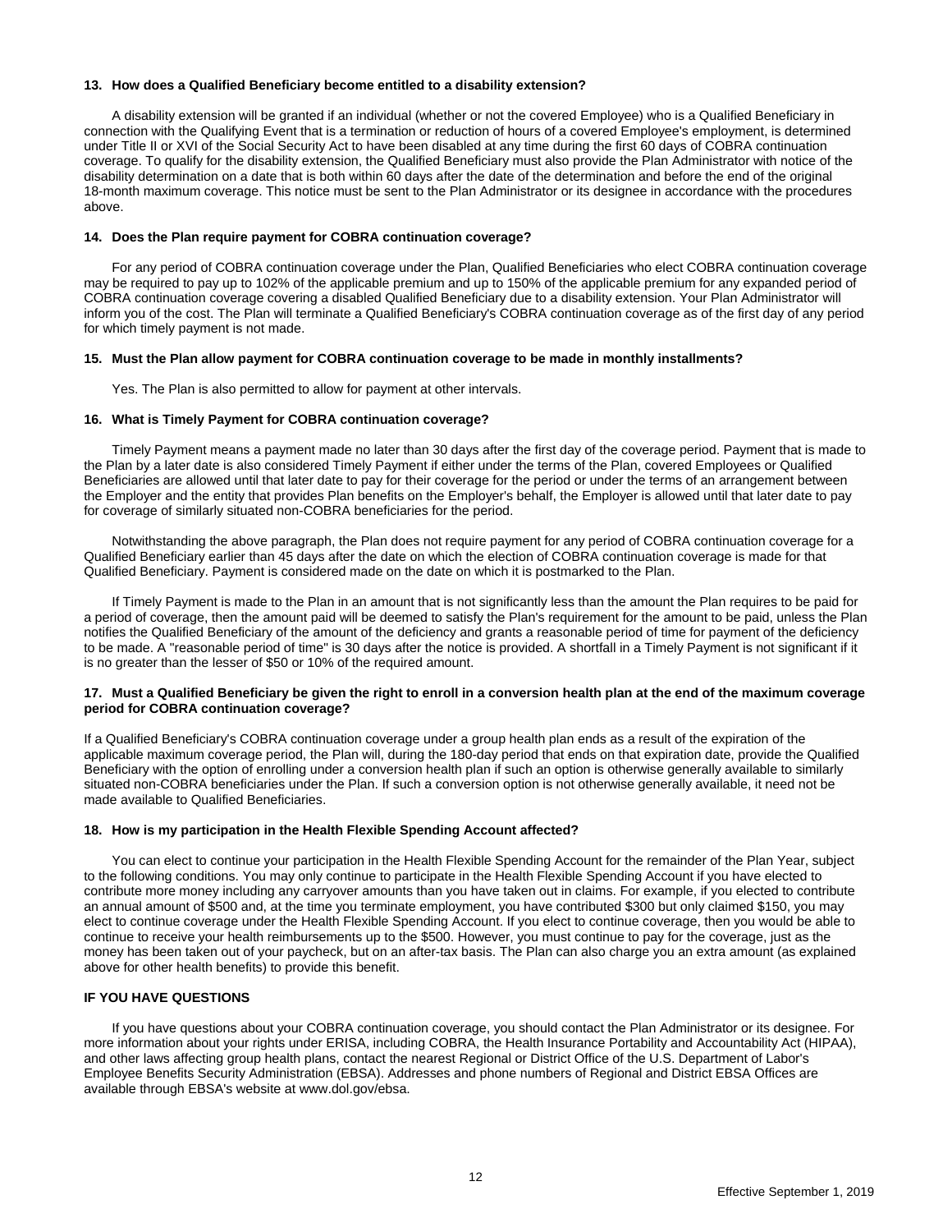**13. How does a Qualified Beneficiary become entitled to a disability extension?**

A disability extension will be granted if an individual (whether or not the covered Employee) who is a Qualified Beneficiary in connection with the Qualifying Event that is a termination or reduction of hours of a covered Employee's employment, is determined under Title II or XVI of the Social Security Act to have been disabled at any time during the first 60 days of COBRA continuation coverage. To qualify for the disability extension, the Qualified Beneficiary must also provide the Plan Administrator with notice of the disability determination on a date that is both within 60 days after the date of the determination and before the end of the original 18-month maximum coverage. This notice must be sent to the Plan Administrator or its designee in accordance with the procedures above.

**14. Does the Plan require payment for COBRA continuation coverage?**

For any period of COBRA continuation coverage under the Plan, Qualified Beneficiaries who elect COBRA continuation coverage may be required to pay up to 102% of the applicable premium and up to 150% of the applicable premium for any expanded period of COBRA continuation coverage covering a disabled Qualified Beneficiary due to a disability extension. Your Plan Administrator will inform you of the cost. The Plan will terminate a Qualified Beneficiary's COBRA continuation coverage as of the first day of any period for which timely payment is not made.

**15. Must the Plan allow payment for COBRA continuation coverage to be made in monthly installments?**

Yes. The Plan is also permitted to allow for payment at other intervals.

**16. What is Timely Payment for COBRA continuation coverage?**

Timely Payment means a payment made no later than 30 days after the first day of the coverage period. Payment that is made to the Plan by a later date is also considered Timely Payment if either under the terms of the Plan, covered Employees or Qualified Beneficiaries are allowed until that later date to pay for their coverage for the period or under the terms of an arrangement between the Employer and the entity that provides Plan benefits on the Employer's behalf, the Employer is allowed until that later date to pay for coverage of similarly situated non-COBRA beneficiaries for the period.

Notwithstanding the above paragraph, the Plan does not require payment for any period of COBRA continuation coverage for a Qualified Beneficiary earlier than 45 days after the date on which the election of COBRA continuation coverage is made for that Qualified Beneficiary. Payment is considered made on the date on which it is postmarked to the Plan.

If Timely Payment is made to the Plan in an amount that is not significantly less than the amount the Plan requires to be paid for a period of coverage, then the amount paid will be deemed to satisfy the Plan's requirement for the amount to be paid, unless the Plan notifies the Qualified Beneficiary of the amount of the deficiency and grants a reasonable period of time for payment of the deficiency to be made. A "reasonable period of time" is 30 days after the notice is provided. A shortfall in a Timely Payment is not significant if it is no greater than the lesser of $50 or 10% of the required amount.

**17. Must a Qualified Beneficiary be given the right to enroll in a conversion health plan at the end of the maximum coverage period for COBRA continuation coverage?**

If a Qualified Beneficiary's COBRA continuation coverage under a group health plan ends as a result of the expiration of the applicable maximum coverage period, the Plan will, during the 180-day period that ends on that expiration date, provide the Qualified Beneficiary with the option of enrolling under a conversion health plan if such an option is otherwise generally available to similarly situated non-COBRA beneficiaries under the Plan. If such a conversion option is not otherwise generally available, it need not be made available to Qualified Beneficiaries.

**18. How is my participation in the Health Flexible Spending Account affected?**

You can elect to continue your participation in the Health Flexible Spending Account for the remainder of the Plan Year, subject to the following conditions. You may only continue to participate in the Health Flexible Spending Account if you have elected to contribute more money including any carryover amounts than you have taken out in claims. For example, if you elected to contribute an annual amount of $500 and, at the time you terminate employment, you have contributed $300 but only claimed $150, you may elect to continue coverage under the Health Flexible Spending Account. If you elect to continue coverage, then you would be able to continue to receive your health reimbursements up to the $500. However, you must continue to pay for the coverage, just as the money has been taken out of your paycheck, but on an after-tax basis. The Plan can also charge you an extra amount (as explained above for other health benefits) to provide this benefit.

**IF YOU HAVE QUESTIONS**

If you have questions about your COBRA continuation coverage, you should contact the Plan Administrator or its designee. For more information about your rights under ERISA, including COBRA, the Health Insurance Portability and Accountability Act (HIPAA), and other laws affecting group health plans, contact the nearest Regional or District Office of the U.S. Department of Labor's Employee Benefits Security Administration (EBSA). Addresses and phone numbers of Regional and District EBSA Offices are available through EBSA's website at www.dol.gov/ebsa.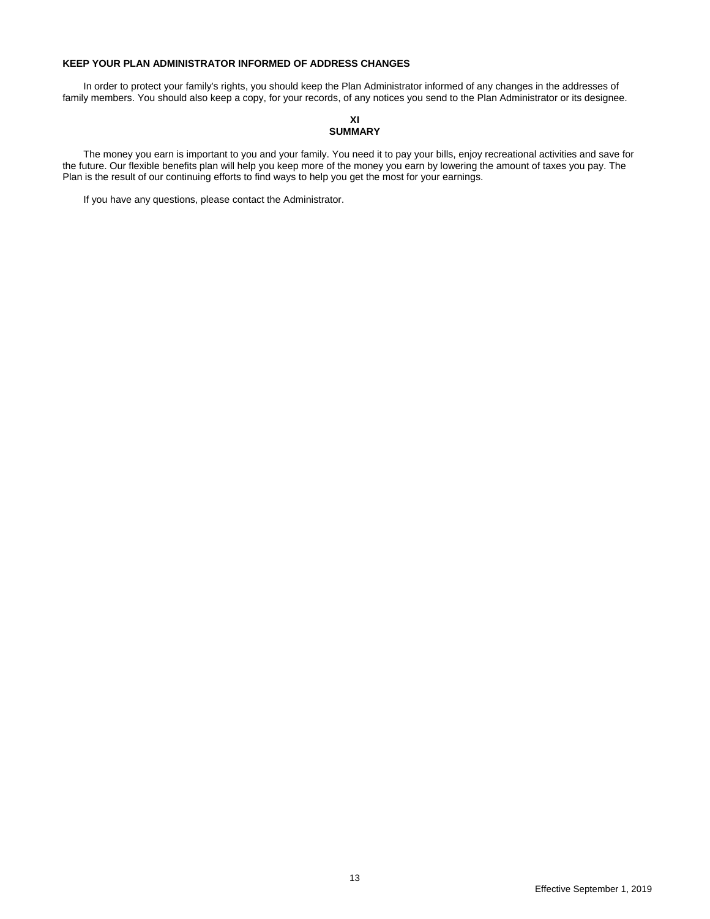**KEEP YOUR PLAN ADMINISTRATOR INFORMED OF ADDRESS CHANGES**

In order to protect your family's rights, you should keep the Plan Administrator informed of any changes in the addresses of family members. You should also keep a copy, for your records, of any notices you send to the Plan Administrator or its designee.

## XI
## SUMMARY

The money you earn is important to you and your family. You need it to pay your bills, enjoy recreational activities and save for the future. Our flexible benefits plan will help you keep more of the money you earn by lowering the amount of taxes you pay. The Plan is the result of our continuing efforts to find ways to help you get the most for your earnings.

If you have any questions, please contact the Administrator.

Effective September 1, 2019